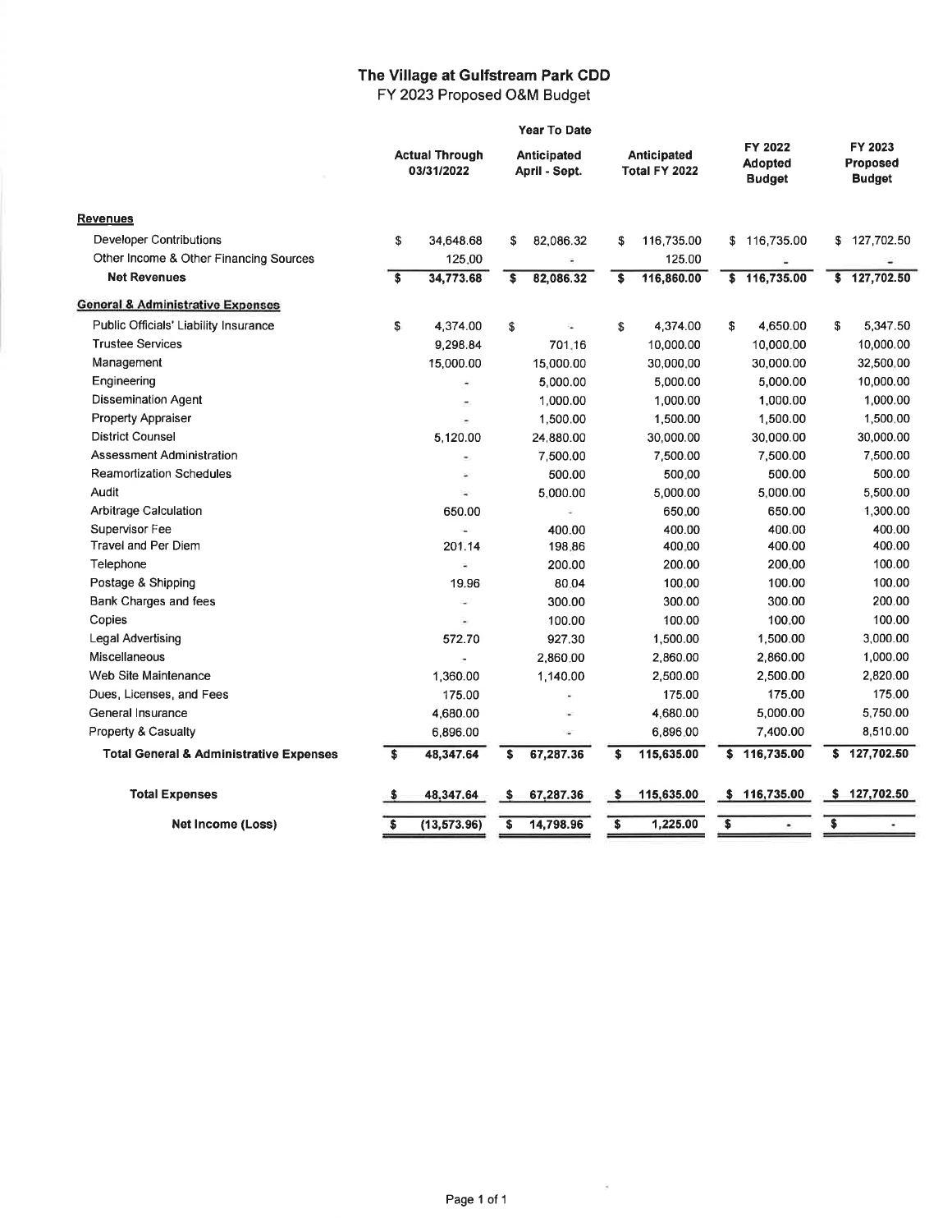# The Village at Gulfstream Park CDD

## FY 2023 Proposed O&M Budget

| | Year To Date | | | | |
|---|---|---|---|---|---|
| | Actual Through 03/31/2022 | Anticipated April - Sept. | Anticipated Total FY 2022 | FY 2022 Adopted Budget | FY 2023 Proposed Budget |
| **Revenues** | | | | | |
| Developer Contributions | $ 34,648.68 | $ 82,086.32 | $ 116,735.00 | $ 116,735.00 | $ 127,702.50 |
| Other Income & Other Financing Sources | 125.00 | - | 125.00 | - | - |
| **Net Revenues** | **$ 34,773.68** | **$ 82,086.32** | **$ 116,860.00** | **$ 116,735.00** | **$ 127,702.50** |
| **General & Administrative Expenses** | | | | | |
| Public Officials' Liability Insurance | $ 4,374.00 | $ - | $ 4,374.00 | $ 4,650.00 | $ 5,347.50 |
| Trustee Services | 9,298.84 | 701.16 | 10,000.00 | 10,000.00 | 10,000.00 |
| Management | 15,000.00 | 15,000.00 | 30,000.00 | 30,000.00 | 32,500.00 |
| Engineering | - | 5,000.00 | 5,000.00 | 5,000.00 | 10,000.00 |
| Dissemination Agent | - | 1,000.00 | 1,000.00 | 1,000.00 | 1,000.00 |
| Property Appraiser | - | 1,500.00 | 1,500.00 | 1,500.00 | 1,500.00 |
| District Counsel | 5,120.00 | 24,880.00 | 30,000.00 | 30,000.00 | 30,000.00 |
| Assessment Administration | - | 7,500.00 | 7,500.00 | 7,500.00 | 7,500.00 |
| Reamortization Schedules | - | 500.00 | 500.00 | 500.00 | 500.00 |
| Audit | - | 5,000.00 | 5,000.00 | 5,000.00 | 5,500.00 |
| Arbitrage Calculation | 650.00 | - | 650.00 | 650.00 | 1,300.00 |
| Supervisor Fee | - | 400.00 | 400.00 | 400.00 | 400.00 |
| Travel and Per Diem | 201.14 | 198.86 | 400.00 | 400.00 | 400.00 |
| Telephone | - | 200.00 | 200.00 | 200.00 | 100.00 |
| Postage & Shipping | 19.96 | 80.04 | 100.00 | 100.00 | 100.00 |
| Bank Charges and fees | - | 300.00 | 300.00 | 300.00 | 200.00 |
| Copies | - | 100.00 | 100.00 | 100.00 | 100.00 |
| Legal Advertising | 572.70 | 927.30 | 1,500.00 | 1,500.00 | 3,000.00 |
| Miscellaneous | - | 2,860.00 | 2,860.00 | 2,860.00 | 1,000.00 |
| Web Site Maintenance | 1,360.00 | 1,140.00 | 2,500.00 | 2,500.00 | 2,820.00 |
| Dues, Licenses, and Fees | 175.00 | - | 175.00 | 175.00 | 175.00 |
| General Insurance | 4,680.00 | - | 4,680.00 | 5,000.00 | 5,750.00 |
| Property & Casualty | 6,896.00 | - | 6,896.00 | 7,400.00 | 8,510.00 |
| **Total General & Administrative Expenses** | **$ 48,347.64** | **$ 67,287.36** | **$ 115,635.00** | **$ 116,735.00** | **$ 127,702.50** |
| **Total Expenses** | **$ 48,347.64** | **$ 67,287.36** | **$ 115,635.00** | **$ 116,735.00** | **$ 127,702.50** |
| **Net Income (Loss)** | **$ (13,573.96)** | **$ 14,798.96** | **$ 1,225.00** | **$ -** | **$ -** |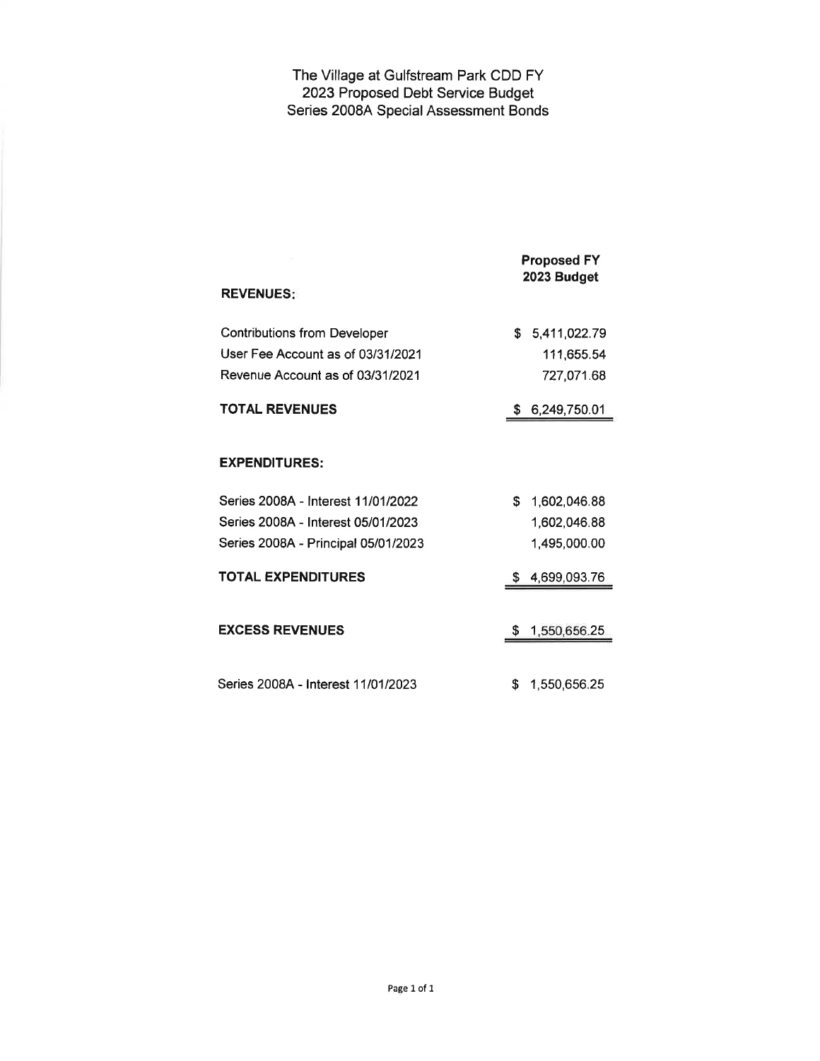# The Village at Gulfstream Park CDD FY 2023 Proposed Debt Service Budget
## Series 2008A Special Assessment Bonds

| | Proposed FY 2023 Budget |
|---|---|
| **REVENUES:** | |
| Contributions from Developer | $ 5,411,022.79 |
| User Fee Account as of 03/31/2021 | 111,655.54 |
| Revenue Account as of 03/31/2021 | 727,071.68 |
| **TOTAL REVENUES** | $ 6,249,750.01 |
| **EXPENDITURES:** | |
| Series 2008A - Interest 11/01/2022 | $ 1,602,046.88 |
| Series 2008A - Interest 05/01/2023 | 1,602,046.88 |
| Series 2008A - Principal 05/01/2023 | 1,495,000.00 |
| **TOTAL EXPENDITURES** | $ 4,699,093.76 |
| **EXCESS REVENUES** | $ 1,550,656.25 |
| Series 2008A - Interest 11/01/2023 | $ 1,550,656.25 |